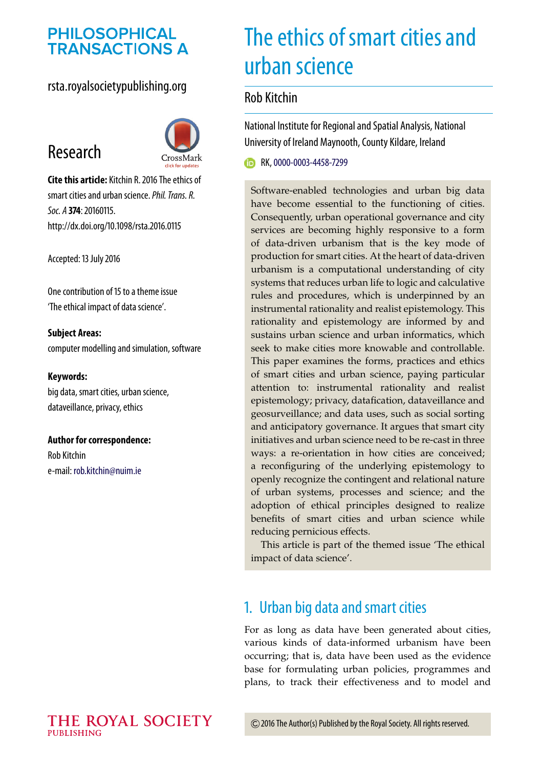# The ethics of smart cities and urban science

Rob Kitchin

National Institute for Regional and Spatial Analysis, National University of Ireland Maynooth, County Kildare, Ireland

RK, 0000-0003-4458-7299

**Research**

**Cite this article:** Kitchin R. 2016 The ethics of smart cities and urban science. *Phil. Trans. R. Soc. A* **374**: 20160115. http://dx.doi.org/10.1098/rsta.2016.0115

Accepted: 13 July 2016

One contribution of 15 to a theme issue 'The ethical impact of data science'.

**Subject Areas:**
computer modelling and simulation, software

**Keywords:**
big data, smart cities, urban science, dataveillance, privacy, ethics

**Author for correspondence:**
Rob Kitchin
e-mail: rob.kitchin@nuim.ie

Software-enabled technologies and urban big data have become essential to the functioning of cities. Consequently, urban operational governance and city services are becoming highly responsive to a form of data-driven urbanism that is the key mode of production for smart cities. At the heart of data-driven urbanism is a computational understanding of city systems that reduces urban life to logic and calculative rules and procedures, which is underpinned by an instrumental rationality and realist epistemology. This rationality and epistemology are informed by and sustains urban science and urban informatics, which seek to make cities more knowable and controllable. This paper examines the forms, practices and ethics of smart cities and urban science, paying particular attention to: instrumental rationality and realist epistemology; privacy, datafication, dataveillance and geosurveillance; and data uses, such as social sorting and anticipatory governance. It argues that smart city initiatives and urban science need to be re-cast in three ways: a re-orientation in how cities are conceived; a reconfiguring of the underlying epistemology to openly recognize the contingent and relational nature of urban systems, processes and science; and the adoption of ethical principles designed to realize benefits of smart cities and urban science while reducing pernicious effects.

This article is part of the themed issue 'The ethical impact of data science'.

## 1. Urban big data and smart cities

For as long as data have been generated about cities, various kinds of data-informed urbanism have been occurring; that is, data have been used as the evidence base for formulating urban policies, programmes and plans, to track their effectiveness and to model and

© 2016 The Author(s) Published by the Royal Society. All rights reserved.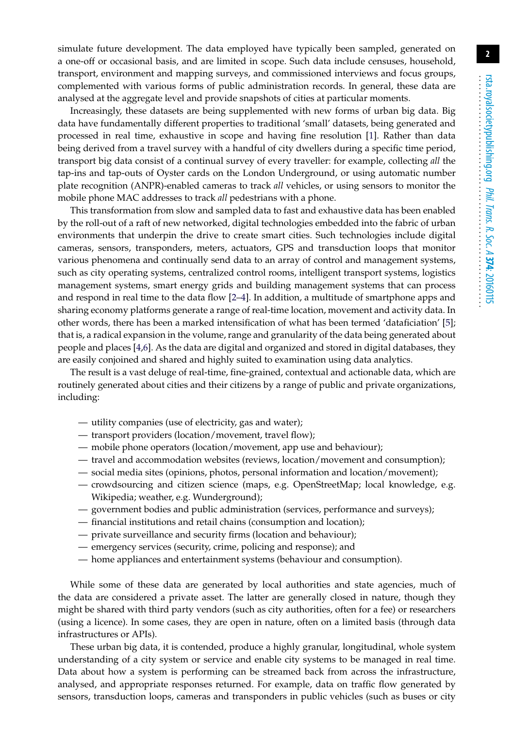simulate future development. The data employed have typically been sampled, generated on a one-off or occasional basis, and are limited in scope. Such data include censuses, household, transport, environment and mapping surveys, and commissioned interviews and focus groups, complemented with various forms of public administration records. In general, these data are analysed at the aggregate level and provide snapshots of cities at particular moments.

Increasingly, these datasets are being supplemented with new forms of urban big data. Big data have fundamentally different properties to traditional 'small' datasets, being generated and processed in real time, exhaustive in scope and having fine resolution [1]. Rather than data being derived from a travel survey with a handful of city dwellers during a specific time period, transport big data consist of a continual survey of every traveller: for example, collecting *all* the tap-ins and tap-outs of Oyster cards on the London Underground, or using automatic number plate recognition (ANPR)-enabled cameras to track *all* vehicles, or using sensors to monitor the mobile phone MAC addresses to track *all* pedestrians with a phone.

This transformation from slow and sampled data to fast and exhaustive data has been enabled by the roll-out of a raft of new networked, digital technologies embedded into the fabric of urban environments that underpin the drive to create smart cities. Such technologies include digital cameras, sensors, transponders, meters, actuators, GPS and transduction loops that monitor various phenomena and continually send data to an array of control and management systems, such as city operating systems, centralized control rooms, intelligent transport systems, logistics management systems, smart energy grids and building management systems that can process and respond in real time to the data flow [2–4]. In addition, a multitude of smartphone apps and sharing economy platforms generate a range of real-time location, movement and activity data. In other words, there has been a marked intensification of what has been termed 'datafiication' [5]; that is, a radical expansion in the volume, range and granularity of the data being generated about people and places [4,6]. As the data are digital and organized and stored in digital databases, they are easily conjoined and shared and highly suited to examination using data analytics.

The result is a vast deluge of real-time, fine-grained, contextual and actionable data, which are routinely generated about cities and their citizens by a range of public and private organizations, including:

- utility companies (use of electricity, gas and water);
- transport providers (location/movement, travel flow);
- mobile phone operators (location/movement, app use and behaviour);
- travel and accommodation websites (reviews, location/movement and consumption);
- social media sites (opinions, photos, personal information and location/movement);
- crowdsourcing and citizen science (maps, e.g. OpenStreetMap; local knowledge, e.g. Wikipedia; weather, e.g. Wunderground);
- government bodies and public administration (services, performance and surveys);
- financial institutions and retail chains (consumption and location);
- private surveillance and security firms (location and behaviour);
- emergency services (security, crime, policing and response); and
- home appliances and entertainment systems (behaviour and consumption).

While some of these data are generated by local authorities and state agencies, much of the data are considered a private asset. The latter are generally closed in nature, though they might be shared with third party vendors (such as city authorities, often for a fee) or researchers (using a licence). In some cases, they are open in nature, often on a limited basis (through data infrastructures or APIs).

These urban big data, it is contended, produce a highly granular, longitudinal, whole system understanding of a city system or service and enable city systems to be managed in real time. Data about how a system is performing can be streamed back from across the infrastructure, analysed, and appropriate responses returned. For example, data on traffic flow generated by sensors, transduction loops, cameras and transponders in public vehicles (such as buses or city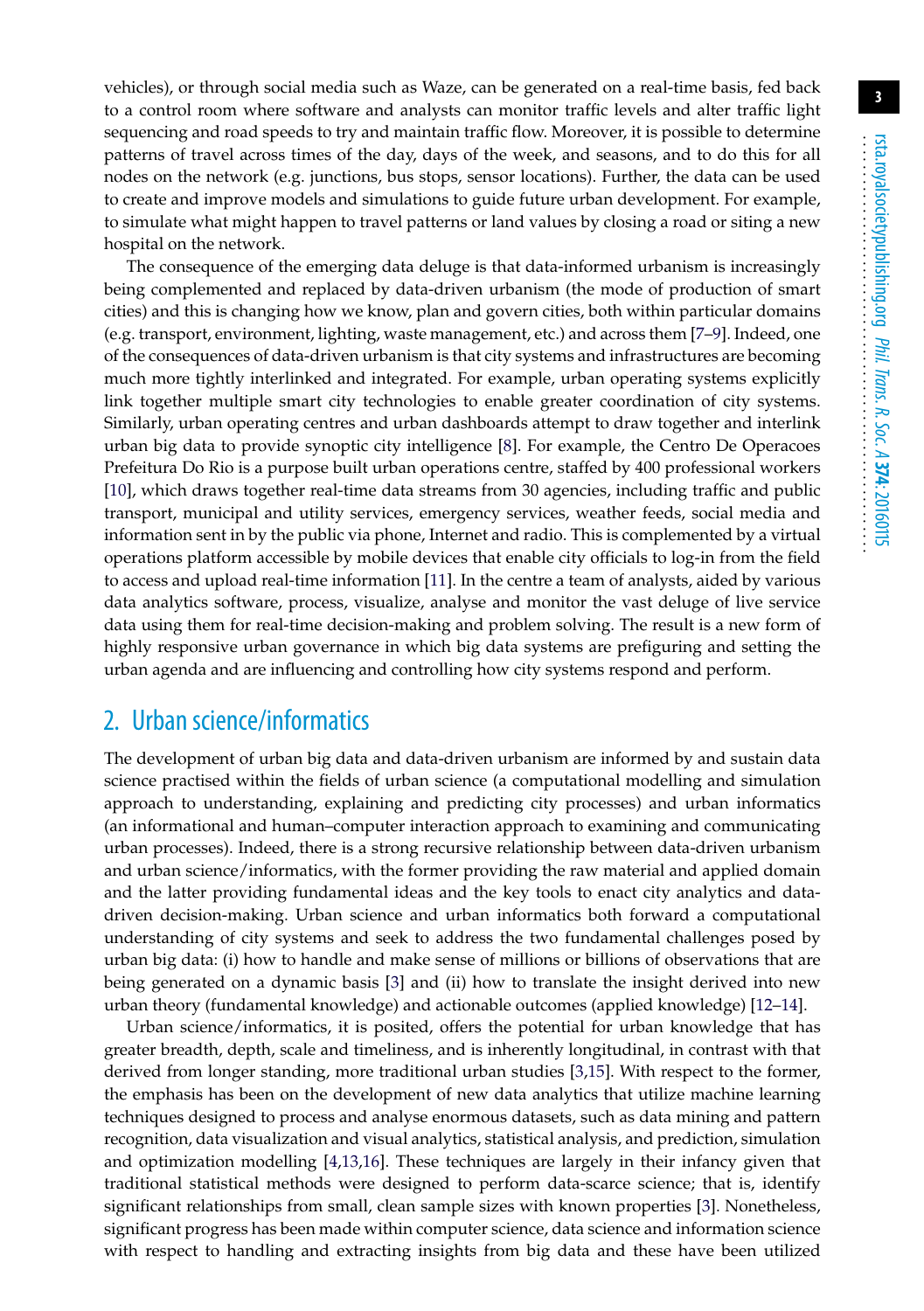vehicles), or through social media such as Waze, can be generated on a real-time basis, fed back to a control room where software and analysts can monitor traffic levels and alter traffic light sequencing and road speeds to try and maintain traffic flow. Moreover, it is possible to determine patterns of travel across times of the day, days of the week, and seasons, and to do this for all nodes on the network (e.g. junctions, bus stops, sensor locations). Further, the data can be used to create and improve models and simulations to guide future urban development. For example, to simulate what might happen to travel patterns or land values by closing a road or siting a new hospital on the network.

The consequence of the emerging data deluge is that data-informed urbanism is increasingly being complemented and replaced by data-driven urbanism (the mode of production of smart cities) and this is changing how we know, plan and govern cities, both within particular domains (e.g. transport, environment, lighting, waste management, etc.) and across them [7–9]. Indeed, one of the consequences of data-driven urbanism is that city systems and infrastructures are becoming much more tightly interlinked and integrated. For example, urban operating systems explicitly link together multiple smart city technologies to enable greater coordination of city systems. Similarly, urban operating centres and urban dashboards attempt to draw together and interlink urban big data to provide synoptic city intelligence [8]. For example, the Centro De Operacoes Prefeitura Do Rio is a purpose built urban operations centre, staffed by 400 professional workers [10], which draws together real-time data streams from 30 agencies, including traffic and public transport, municipal and utility services, emergency services, weather feeds, social media and information sent in by the public via phone, Internet and radio. This is complemented by a virtual operations platform accessible by mobile devices that enable city officials to log-in from the field to access and upload real-time information [11]. In the centre a team of analysts, aided by various data analytics software, process, visualize, analyse and monitor the vast deluge of live service data using them for real-time decision-making and problem solving. The result is a new form of highly responsive urban governance in which big data systems are prefiguring and setting the urban agenda and are influencing and controlling how city systems respond and perform.

## 2. Urban science/informatics

The development of urban big data and data-driven urbanism are informed by and sustain data science practised within the fields of urban science (a computational modelling and simulation approach to understanding, explaining and predicting city processes) and urban informatics (an informational and human–computer interaction approach to examining and communicating urban processes). Indeed, there is a strong recursive relationship between data-driven urbanism and urban science/informatics, with the former providing the raw material and applied domain and the latter providing fundamental ideas and the key tools to enact city analytics and data-driven decision-making. Urban science and urban informatics both forward a computational understanding of city systems and seek to address the two fundamental challenges posed by urban big data: (i) how to handle and make sense of millions or billions of observations that are being generated on a dynamic basis [3] and (ii) how to translate the insight derived into new urban theory (fundamental knowledge) and actionable outcomes (applied knowledge) [12–14].

Urban science/informatics, it is posited, offers the potential for urban knowledge that has greater breadth, depth, scale and timeliness, and is inherently longitudinal, in contrast with that derived from longer standing, more traditional urban studies [3,15]. With respect to the former, the emphasis has been on the development of new data analytics that utilize machine learning techniques designed to process and analyse enormous datasets, such as data mining and pattern recognition, data visualization and visual analytics, statistical analysis, and prediction, simulation and optimization modelling [4,13,16]. These techniques are largely in their infancy given that traditional statistical methods were designed to perform data-scarce science; that is, identify significant relationships from small, clean sample sizes with known properties [3]. Nonetheless, significant progress has been made within computer science, data science and information science with respect to handling and extracting insights from big data and these have been utilized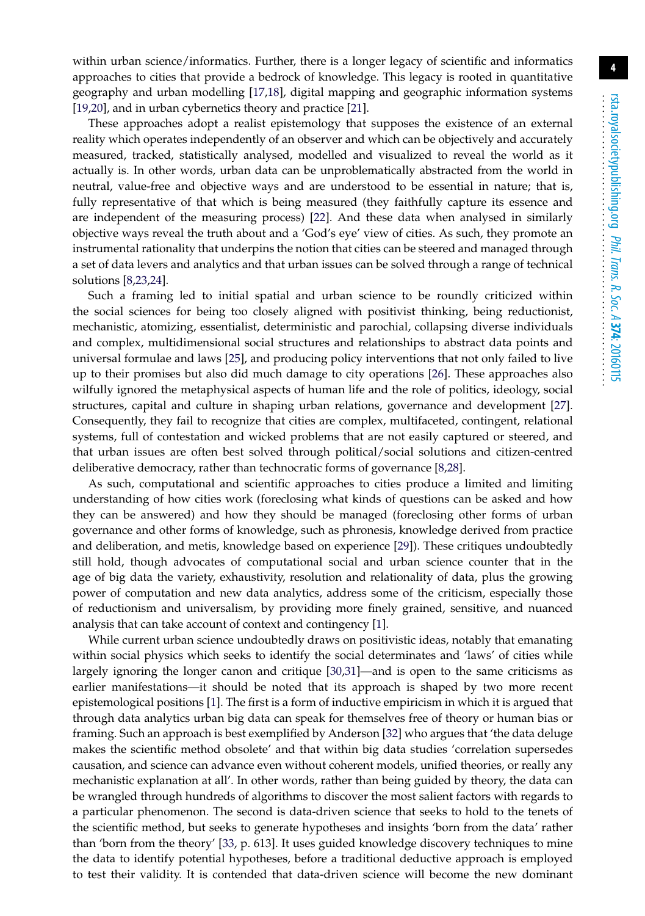within urban science/informatics. Further, there is a longer legacy of scientific and informatics approaches to cities that provide a bedrock of knowledge. This legacy is rooted in quantitative geography and urban modelling [17,18], digital mapping and geographic information systems [19,20], and in urban cybernetics theory and practice [21].

These approaches adopt a realist epistemology that supposes the existence of an external reality which operates independently of an observer and which can be objectively and accurately measured, tracked, statistically analysed, modelled and visualized to reveal the world as it actually is. In other words, urban data can be unproblematically abstracted from the world in neutral, value-free and objective ways and are understood to be essential in nature; that is, fully representative of that which is being measured (they faithfully capture its essence and are independent of the measuring process) [22]. And these data when analysed in similarly objective ways reveal the truth about and a 'God's eye' view of cities. As such, they promote an instrumental rationality that underpins the notion that cities can be steered and managed through a set of data levers and analytics and that urban issues can be solved through a range of technical solutions [8,23,24].

Such a framing led to initial spatial and urban science to be roundly criticized within the social sciences for being too closely aligned with positivist thinking, being reductionist, mechanistic, atomizing, essentialist, deterministic and parochial, collapsing diverse individuals and complex, multidimensional social structures and relationships to abstract data points and universal formulae and laws [25], and producing policy interventions that not only failed to live up to their promises but also did much damage to city operations [26]. These approaches also wilfully ignored the metaphysical aspects of human life and the role of politics, ideology, social structures, capital and culture in shaping urban relations, governance and development [27]. Consequently, they fail to recognize that cities are complex, multifaceted, contingent, relational systems, full of contestation and wicked problems that are not easily captured or steered, and that urban issues are often best solved through political/social solutions and citizen-centred deliberative democracy, rather than technocratic forms of governance [8,28].

As such, computational and scientific approaches to cities produce a limited and limiting understanding of how cities work (foreclosing what kinds of questions can be asked and how they can be answered) and how they should be managed (foreclosing other forms of urban governance and other forms of knowledge, such as phronesis, knowledge derived from practice and deliberation, and metis, knowledge based on experience [29]). These critiques undoubtedly still hold, though advocates of computational social and urban science counter that in the age of big data the variety, exhaustivity, resolution and relationality of data, plus the growing power of computation and new data analytics, address some of the criticism, especially those of reductionism and universalism, by providing more finely grained, sensitive, and nuanced analysis that can take account of context and contingency [1].

While current urban science undoubtedly draws on positivistic ideas, notably that emanating within social physics which seeks to identify the social determinates and 'laws' of cities while largely ignoring the longer canon and critique [30,31]—and is open to the same criticisms as earlier manifestations—it should be noted that its approach is shaped by two more recent epistemological positions [1]. The first is a form of inductive empiricism in which it is argued that through data analytics urban big data can speak for themselves free of theory or human bias or framing. Such an approach is best exemplified by Anderson [32] who argues that 'the data deluge makes the scientific method obsolete' and that within big data studies 'correlation supersedes causation, and science can advance even without coherent models, unified theories, or really any mechanistic explanation at all'. In other words, rather than being guided by theory, the data can be wrangled through hundreds of algorithms to discover the most salient factors with regards to a particular phenomenon. The second is data-driven science that seeks to hold to the tenets of the scientific method, but seeks to generate hypotheses and insights 'born from the data' rather than 'born from the theory' [33, p. 613]. It uses guided knowledge discovery techniques to mine the data to identify potential hypotheses, before a traditional deductive approach is employed to test their validity. It is contended that data-driven science will become the new dominant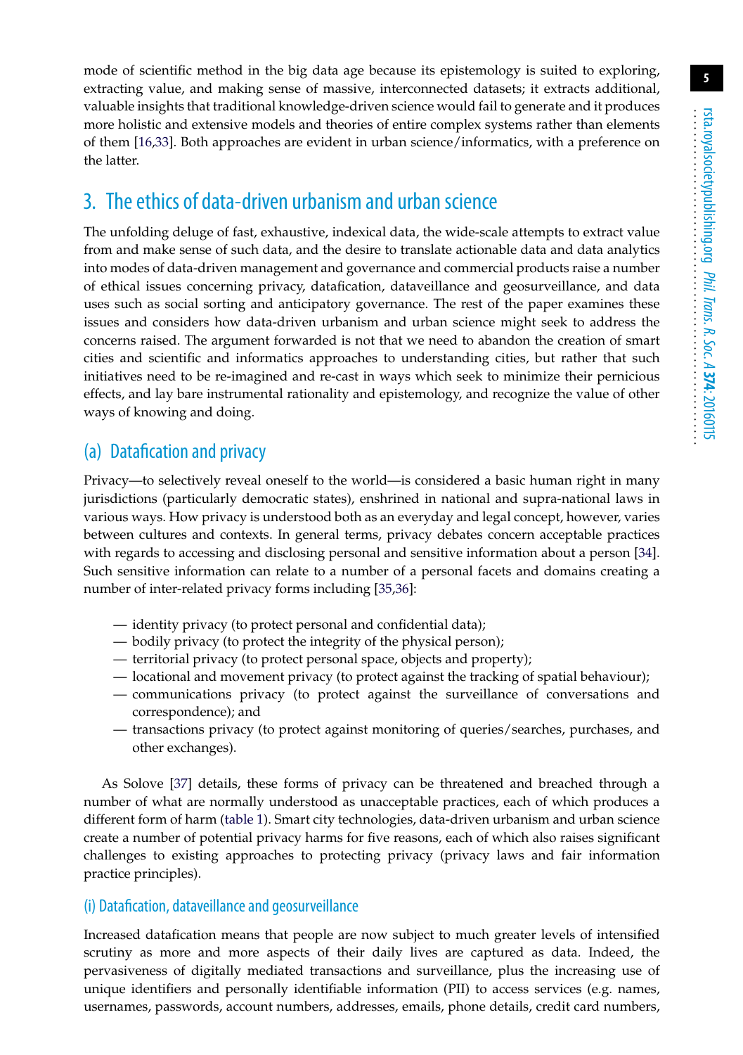mode of scientific method in the big data age because its epistemology is suited to exploring, extracting value, and making sense of massive, interconnected datasets; it extracts additional, valuable insights that traditional knowledge-driven science would fail to generate and it produces more holistic and extensive models and theories of entire complex systems rather than elements of them [16,33]. Both approaches are evident in urban science/informatics, with a preference on the latter.

## 3. The ethics of data-driven urbanism and urban science

The unfolding deluge of fast, exhaustive, indexical data, the wide-scale attempts to extract value from and make sense of such data, and the desire to translate actionable data and data analytics into modes of data-driven management and governance and commercial products raise a number of ethical issues concerning privacy, datafication, dataveillance and geosurveillance, and data uses such as social sorting and anticipatory governance. The rest of the paper examines these issues and considers how data-driven urbanism and urban science might seek to address the concerns raised. The argument forwarded is not that we need to abandon the creation of smart cities and scientific and informatics approaches to understanding cities, but rather that such initiatives need to be re-imagined and re-cast in ways which seek to minimize their pernicious effects, and lay bare instrumental rationality and epistemology, and recognize the value of other ways of knowing and doing.

### (a) Datafication and privacy

Privacy—to selectively reveal oneself to the world—is considered a basic human right in many jurisdictions (particularly democratic states), enshrined in national and supra-national laws in various ways. How privacy is understood both as an everyday and legal concept, however, varies between cultures and contexts. In general terms, privacy debates concern acceptable practices with regards to accessing and disclosing personal and sensitive information about a person [34]. Such sensitive information can relate to a number of a personal facets and domains creating a number of inter-related privacy forms including [35,36]:

- identity privacy (to protect personal and confidential data);
- bodily privacy (to protect the integrity of the physical person);
- territorial privacy (to protect personal space, objects and property);
- locational and movement privacy (to protect against the tracking of spatial behaviour);
- communications privacy (to protect against the surveillance of conversations and correspondence); and
- transactions privacy (to protect against monitoring of queries/searches, purchases, and other exchanges).

As Solove [37] details, these forms of privacy can be threatened and breached through a number of what are normally understood as unacceptable practices, each of which produces a different form of harm (table 1). Smart city technologies, data-driven urbanism and urban science create a number of potential privacy harms for five reasons, each of which also raises significant challenges to existing approaches to protecting privacy (privacy laws and fair information practice principles).

#### (i) Datafication, dataveillance and geosurveillance

Increased datafication means that people are now subject to much greater levels of intensified scrutiny as more and more aspects of their daily lives are captured as data. Indeed, the pervasiveness of digitally mediated transactions and surveillance, plus the increasing use of unique identifiers and personally identifiable information (PII) to access services (e.g. names, usernames, passwords, account numbers, addresses, emails, phone details, credit card numbers,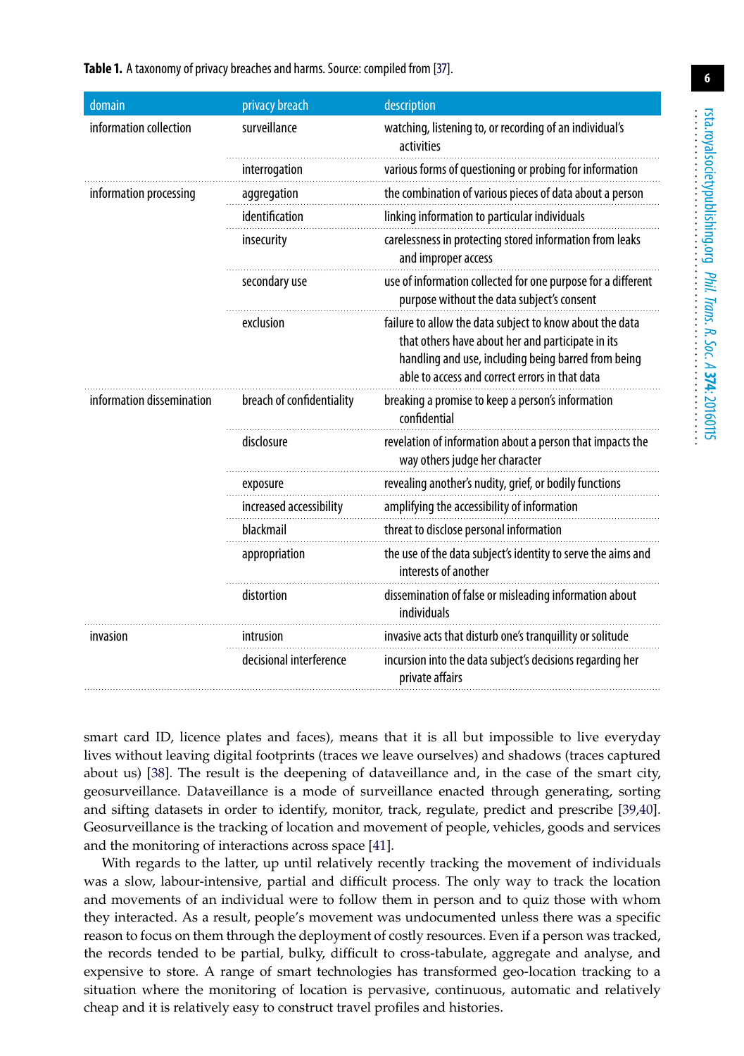**Table 1.** A taxonomy of privacy breaches and harms. Source: compiled from [37].

| domain | privacy breach | description |
|---|---|---|
| information collection | surveillance | watching, listening to, or recording of an individual's activities |
| | interrogation | various forms of questioning or probing for information |
| information processing | aggregation | the combination of various pieces of data about a person |
| | identification | linking information to particular individuals |
| | insecurity | carelessness in protecting stored information from leaks and improper access |
| | secondary use | use of information collected for one purpose for a different purpose without the data subject's consent |
| | exclusion | failure to allow the data subject to know about the data that others have about her and participate in its handling and use, including being barred from being able to access and correct errors in that data |
| information dissemination | breach of confidentiality | breaking a promise to keep a person's information confidential |
| | disclosure | revelation of information about a person that impacts the way others judge her character |
| | exposure | revealing another's nudity, grief, or bodily functions |
| | increased accessibility | amplifying the accessibility of information |
| | blackmail | threat to disclose personal information |
| | appropriation | the use of the data subject's identity to serve the aims and interests of another |
| | distortion | dissemination of false or misleading information about individuals |
| invasion | intrusion | invasive acts that disturb one's tranquillity or solitude |
| | decisional interference | incursion into the data subject's decisions regarding her private affairs |

smart card ID, licence plates and faces), means that it is all but impossible to live everyday lives without leaving digital footprints (traces we leave ourselves) and shadows (traces captured about us) [38]. The result is the deepening of dataveillance and, in the case of the smart city, geosurveillance. Dataveillance is a mode of surveillance enacted through generating, sorting and sifting datasets in order to identify, monitor, track, regulate, predict and prescribe [39,40]. Geosurveillance is the tracking of location and movement of people, vehicles, goods and services and the monitoring of interactions across space [41].

With regards to the latter, up until relatively recently tracking the movement of individuals was a slow, labour-intensive, partial and difficult process. The only way to track the location and movements of an individual were to follow them in person and to quiz those with whom they interacted. As a result, people's movement was undocumented unless there was a specific reason to focus on them through the deployment of costly resources. Even if a person was tracked, the records tended to be partial, bulky, difficult to cross-tabulate, aggregate and analyse, and expensive to store. A range of smart technologies has transformed geo-location tracking to a situation where the monitoring of location is pervasive, continuous, automatic and relatively cheap and it is relatively easy to construct travel profiles and histories.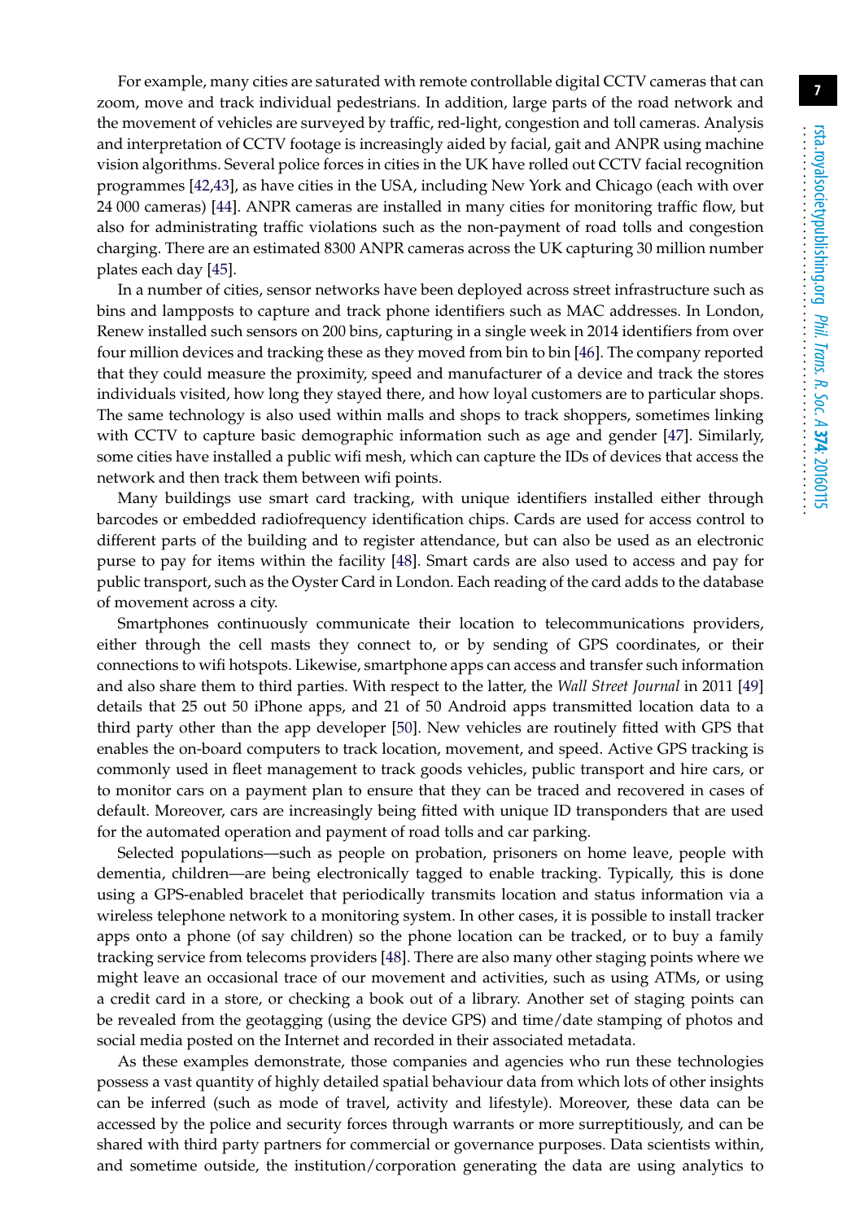For example, many cities are saturated with remote controllable digital CCTV cameras that can zoom, move and track individual pedestrians. In addition, large parts of the road network and the movement of vehicles are surveyed by traffic, red-light, congestion and toll cameras. Analysis and interpretation of CCTV footage is increasingly aided by facial, gait and ANPR using machine vision algorithms. Several police forces in cities in the UK have rolled out CCTV facial recognition programmes [42,43], as have cities in the USA, including New York and Chicago (each with over 24 000 cameras) [44]. ANPR cameras are installed in many cities for monitoring traffic flow, but also for administrating traffic violations such as the non-payment of road tolls and congestion charging. There are an estimated 8300 ANPR cameras across the UK capturing 30 million number plates each day [45].

In a number of cities, sensor networks have been deployed across street infrastructure such as bins and lampposts to capture and track phone identifiers such as MAC addresses. In London, Renew installed such sensors on 200 bins, capturing in a single week in 2014 identifiers from over four million devices and tracking these as they moved from bin to bin [46]. The company reported that they could measure the proximity, speed and manufacturer of a device and track the stores individuals visited, how long they stayed there, and how loyal customers are to particular shops. The same technology is also used within malls and shops to track shoppers, sometimes linking with CCTV to capture basic demographic information such as age and gender [47]. Similarly, some cities have installed a public wifi mesh, which can capture the IDs of devices that access the network and then track them between wifi points.

Many buildings use smart card tracking, with unique identifiers installed either through barcodes or embedded radiofrequency identification chips. Cards are used for access control to different parts of the building and to register attendance, but can also be used as an electronic purse to pay for items within the facility [48]. Smart cards are also used to access and pay for public transport, such as the Oyster Card in London. Each reading of the card adds to the database of movement across a city.

Smartphones continuously communicate their location to telecommunications providers, either through the cell masts they connect to, or by sending of GPS coordinates, or their connections to wifi hotspots. Likewise, smartphone apps can access and transfer such information and also share them to third parties. With respect to the latter, the *Wall Street Journal* in 2011 [49] details that 25 out 50 iPhone apps, and 21 of 50 Android apps transmitted location data to a third party other than the app developer [50]. New vehicles are routinely fitted with GPS that enables the on-board computers to track location, movement, and speed. Active GPS tracking is commonly used in fleet management to track goods vehicles, public transport and hire cars, or to monitor cars on a payment plan to ensure that they can be traced and recovered in cases of default. Moreover, cars are increasingly being fitted with unique ID transponders that are used for the automated operation and payment of road tolls and car parking.

Selected populations—such as people on probation, prisoners on home leave, people with dementia, children—are being electronically tagged to enable tracking. Typically, this is done using a GPS-enabled bracelet that periodically transmits location and status information via a wireless telephone network to a monitoring system. In other cases, it is possible to install tracker apps onto a phone (of say children) so the phone location can be tracked, or to buy a family tracking service from telecoms providers [48]. There are also many other staging points where we might leave an occasional trace of our movement and activities, such as using ATMs, or using a credit card in a store, or checking a book out of a library. Another set of staging points can be revealed from the geotagging (using the device GPS) and time/date stamping of photos and social media posted on the Internet and recorded in their associated metadata.

As these examples demonstrate, those companies and agencies who run these technologies possess a vast quantity of highly detailed spatial behaviour data from which lots of other insights can be inferred (such as mode of travel, activity and lifestyle). Moreover, these data can be accessed by the police and security forces through warrants or more surreptitiously, and can be shared with third party partners for commercial or governance purposes. Data scientists within, and sometime outside, the institution/corporation generating the data are using analytics to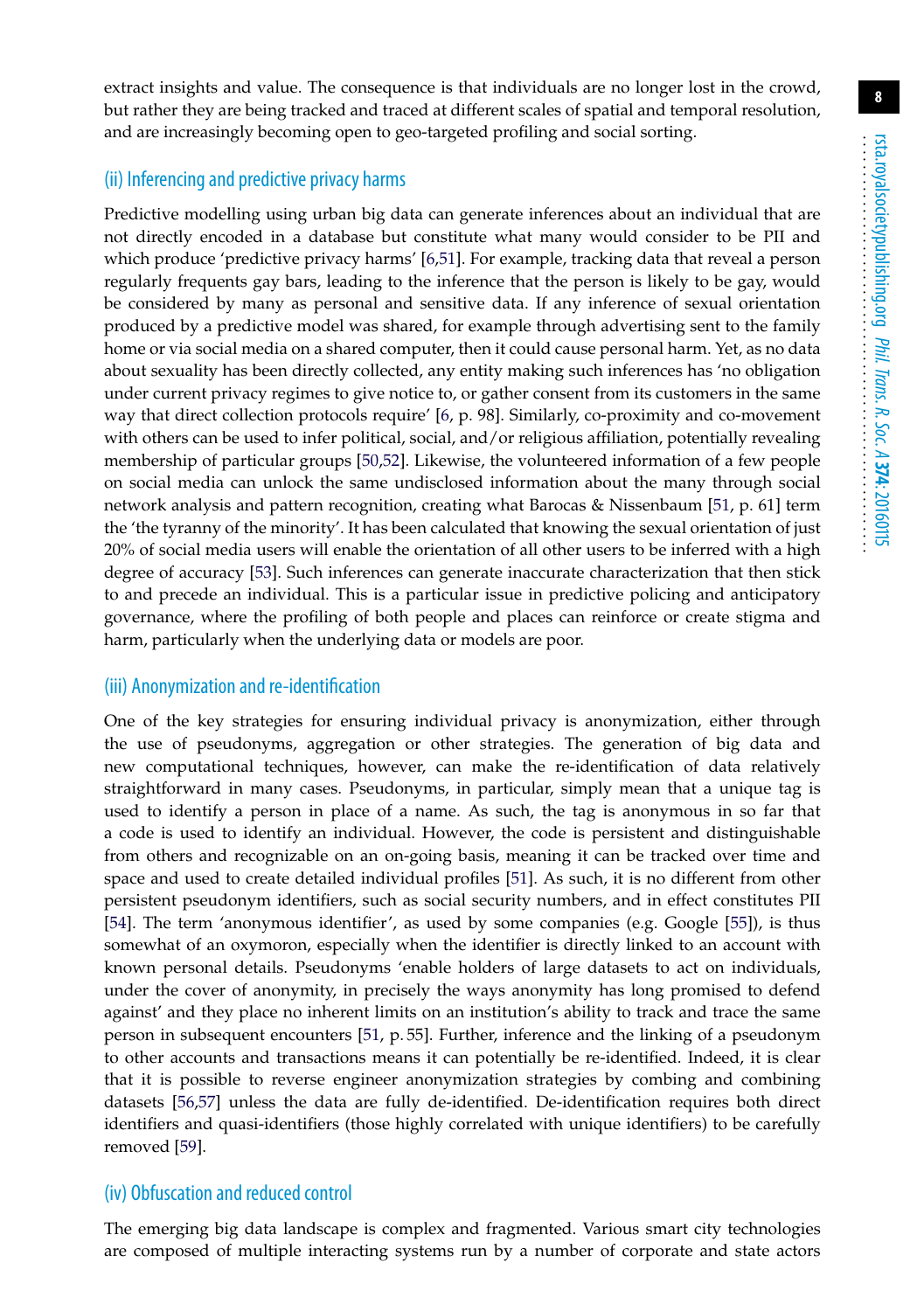extract insights and value. The consequence is that individuals are no longer lost in the crowd, but rather they are being tracked and traced at different scales of spatial and temporal resolution, and are increasingly becoming open to geo-targeted profiling and social sorting.

### (ii) Inferencing and predictive privacy harms

Predictive modelling using urban big data can generate inferences about an individual that are not directly encoded in a database but constitute what many would consider to be PII and which produce 'predictive privacy harms' [6,51]. For example, tracking data that reveal a person regularly frequents gay bars, leading to the inference that the person is likely to be gay, would be considered by many as personal and sensitive data. If any inference of sexual orientation produced by a predictive model was shared, for example through advertising sent to the family home or via social media on a shared computer, then it could cause personal harm. Yet, as no data about sexuality has been directly collected, any entity making such inferences has 'no obligation under current privacy regimes to give notice to, or gather consent from its customers in the same way that direct collection protocols require' [6, p. 98]. Similarly, co-proximity and co-movement with others can be used to infer political, social, and/or religious affiliation, potentially revealing membership of particular groups [50,52]. Likewise, the volunteered information of a few people on social media can unlock the same undisclosed information about the many through social network analysis and pattern recognition, creating what Barocas & Nissenbaum [51, p. 61] term the 'the tyranny of the minority'. It has been calculated that knowing the sexual orientation of just 20% of social media users will enable the orientation of all other users to be inferred with a high degree of accuracy [53]. Such inferences can generate inaccurate characterization that then stick to and precede an individual. This is a particular issue in predictive policing and anticipatory governance, where the profiling of both people and places can reinforce or create stigma and harm, particularly when the underlying data or models are poor.

### (iii) Anonymization and re-identification

One of the key strategies for ensuring individual privacy is anonymization, either through the use of pseudonyms, aggregation or other strategies. The generation of big data and new computational techniques, however, can make the re-identification of data relatively straightforward in many cases. Pseudonyms, in particular, simply mean that a unique tag is used to identify a person in place of a name. As such, the tag is anonymous in so far that a code is used to identify an individual. However, the code is persistent and distinguishable from others and recognizable on an on-going basis, meaning it can be tracked over time and space and used to create detailed individual profiles [51]. As such, it is no different from other persistent pseudonym identifiers, such as social security numbers, and in effect constitutes PII [54]. The term 'anonymous identifier', as used by some companies (e.g. Google [55]), is thus somewhat of an oxymoron, especially when the identifier is directly linked to an account with known personal details. Pseudonyms 'enable holders of large datasets to act on individuals, under the cover of anonymity, in precisely the ways anonymity has long promised to defend against' and they place no inherent limits on an institution's ability to track and trace the same person in subsequent encounters [51, p. 55]. Further, inference and the linking of a pseudonym to other accounts and transactions means it can potentially be re-identified. Indeed, it is clear that it is possible to reverse engineer anonymization strategies by combing and combining datasets [56,57] unless the data are fully de-identified. De-identification requires both direct identifiers and quasi-identifiers (those highly correlated with unique identifiers) to be carefully removed [59].

### (iv) Obfuscation and reduced control

The emerging big data landscape is complex and fragmented. Various smart city technologies are composed of multiple interacting systems run by a number of corporate and state actors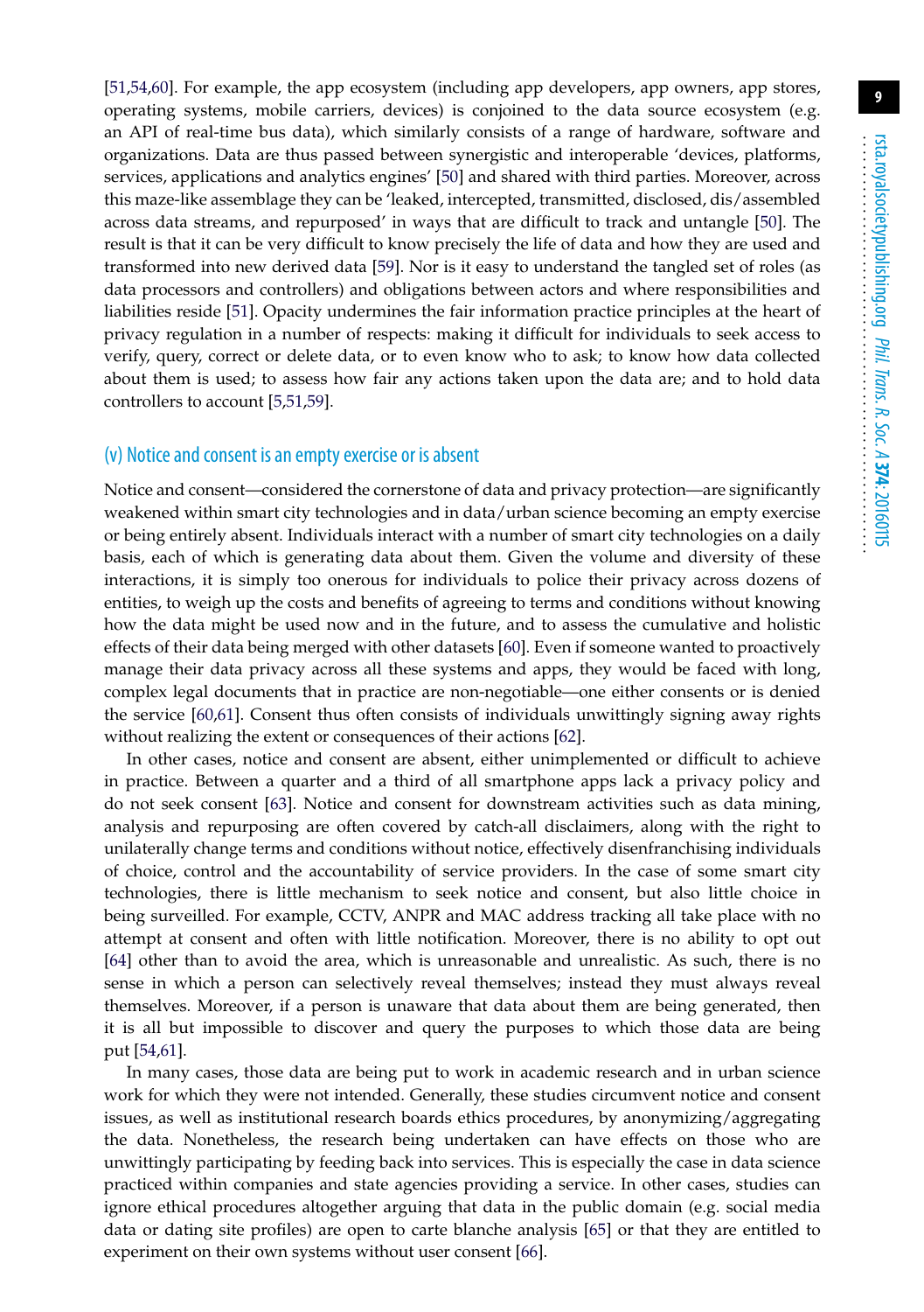[51,54,60]. For example, the app ecosystem (including app developers, app owners, app stores, operating systems, mobile carriers, devices) is conjoined to the data source ecosystem (e.g. an API of real-time bus data), which similarly consists of a range of hardware, software and organizations. Data are thus passed between synergistic and interoperable 'devices, platforms, services, applications and analytics engines' [50] and shared with third parties. Moreover, across this maze-like assemblage they can be 'leaked, intercepted, transmitted, disclosed, dis/assembled across data streams, and repurposed' in ways that are difficult to track and untangle [50]. The result is that it can be very difficult to know precisely the life of data and how they are used and transformed into new derived data [59]. Nor is it easy to understand the tangled set of roles (as data processors and controllers) and obligations between actors and where responsibilities and liabilities reside [51]. Opacity undermines the fair information practice principles at the heart of privacy regulation in a number of respects: making it difficult for individuals to seek access to verify, query, correct or delete data, or to even know who to ask; to know how data collected about them is used; to assess how fair any actions taken upon the data are; and to hold data controllers to account [5,51,59].

### (v) Notice and consent is an empty exercise or is absent

Notice and consent—considered the cornerstone of data and privacy protection—are significantly weakened within smart city technologies and in data/urban science becoming an empty exercise or being entirely absent. Individuals interact with a number of smart city technologies on a daily basis, each of which is generating data about them. Given the volume and diversity of these interactions, it is simply too onerous for individuals to police their privacy across dozens of entities, to weigh up the costs and benefits of agreeing to terms and conditions without knowing how the data might be used now and in the future, and to assess the cumulative and holistic effects of their data being merged with other datasets [60]. Even if someone wanted to proactively manage their data privacy across all these systems and apps, they would be faced with long, complex legal documents that in practice are non-negotiable—one either consents or is denied the service [60,61]. Consent thus often consists of individuals unwittingly signing away rights without realizing the extent or consequences of their actions [62].

In other cases, notice and consent are absent, either unimplemented or difficult to achieve in practice. Between a quarter and a third of all smartphone apps lack a privacy policy and do not seek consent [63]. Notice and consent for downstream activities such as data mining, analysis and repurposing are often covered by catch-all disclaimers, along with the right to unilaterally change terms and conditions without notice, effectively disenfranchising individuals of choice, control and the accountability of service providers. In the case of some smart city technologies, there is little mechanism to seek notice and consent, but also little choice in being surveilled. For example, CCTV, ANPR and MAC address tracking all take place with no attempt at consent and often with little notification. Moreover, there is no ability to opt out [64] other than to avoid the area, which is unreasonable and unrealistic. As such, there is no sense in which a person can selectively reveal themselves; instead they must always reveal themselves. Moreover, if a person is unaware that data about them are being generated, then it is all but impossible to discover and query the purposes to which those data are being put [54,61].

In many cases, those data are being put to work in academic research and in urban science work for which they were not intended. Generally, these studies circumvent notice and consent issues, as well as institutional research boards ethics procedures, by anonymizing/aggregating the data. Nonetheless, the research being undertaken can have effects on those who are unwittingly participating by feeding back into services. This is especially the case in data science practiced within companies and state agencies providing a service. In other cases, studies can ignore ethical procedures altogether arguing that data in the public domain (e.g. social media data or dating site profiles) are open to carte blanche analysis [65] or that they are entitled to experiment on their own systems without user consent [66].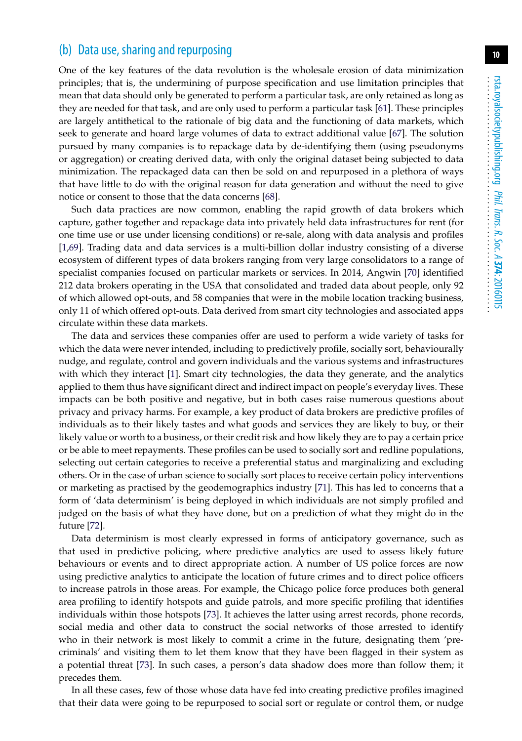### (b) Data use, sharing and repurposing

One of the key features of the data revolution is the wholesale erosion of data minimization principles; that is, the undermining of purpose specification and use limitation principles that mean that data should only be generated to perform a particular task, are only retained as long as they are needed for that task, and are only used to perform a particular task [61]. These principles are largely antithetical to the rationale of big data and the functioning of data markets, which seek to generate and hoard large volumes of data to extract additional value [67]. The solution pursued by many companies is to repackage data by de-identifying them (using pseudonyms or aggregation) or creating derived data, with only the original dataset being subjected to data minimization. The repackaged data can then be sold on and repurposed in a plethora of ways that have little to do with the original reason for data generation and without the need to give notice or consent to those that the data concerns [68].

Such data practices are now common, enabling the rapid growth of data brokers which capture, gather together and repackage data into privately held data infrastructures for rent (for one time use or use under licensing conditions) or re-sale, along with data analysis and profiles [1,69]. Trading data and data services is a multi-billion dollar industry consisting of a diverse ecosystem of different types of data brokers ranging from very large consolidators to a range of specialist companies focused on particular markets or services. In 2014, Angwin [70] identified 212 data brokers operating in the USA that consolidated and traded data about people, only 92 of which allowed opt-outs, and 58 companies that were in the mobile location tracking business, only 11 of which offered opt-outs. Data derived from smart city technologies and associated apps circulate within these data markets.

The data and services these companies offer are used to perform a wide variety of tasks for which the data were never intended, including to predictively profile, socially sort, behaviourally nudge, and regulate, control and govern individuals and the various systems and infrastructures with which they interact [1]. Smart city technologies, the data they generate, and the analytics applied to them thus have significant direct and indirect impact on people's everyday lives. These impacts can be both positive and negative, but in both cases raise numerous questions about privacy and privacy harms. For example, a key product of data brokers are predictive profiles of individuals as to their likely tastes and what goods and services they are likely to buy, or their likely value or worth to a business, or their credit risk and how likely they are to pay a certain price or be able to meet repayments. These profiles can be used to socially sort and redline populations, selecting out certain categories to receive a preferential status and marginalizing and excluding others. Or in the case of urban science to socially sort places to receive certain policy interventions or marketing as practised by the geodemographics industry [71]. This has led to concerns that a form of 'data determinism' is being deployed in which individuals are not simply profiled and judged on the basis of what they have done, but on a prediction of what they might do in the future [72].

Data determinism is most clearly expressed in forms of anticipatory governance, such as that used in predictive policing, where predictive analytics are used to assess likely future behaviours or events and to direct appropriate action. A number of US police forces are now using predictive analytics to anticipate the location of future crimes and to direct police officers to increase patrols in those areas. For example, the Chicago police force produces both general area profiling to identify hotspots and guide patrols, and more specific profiling that identifies individuals within those hotspots [73]. It achieves the latter using arrest records, phone records, social media and other data to construct the social networks of those arrested to identify who in their network is most likely to commit a crime in the future, designating them 'pre-criminals' and visiting them to let them know that they have been flagged in their system as a potential threat [73]. In such cases, a person's data shadow does more than follow them; it precedes them.

In all these cases, few of those whose data have fed into creating predictive profiles imagined that their data were going to be repurposed to social sort or regulate or control them, or nudge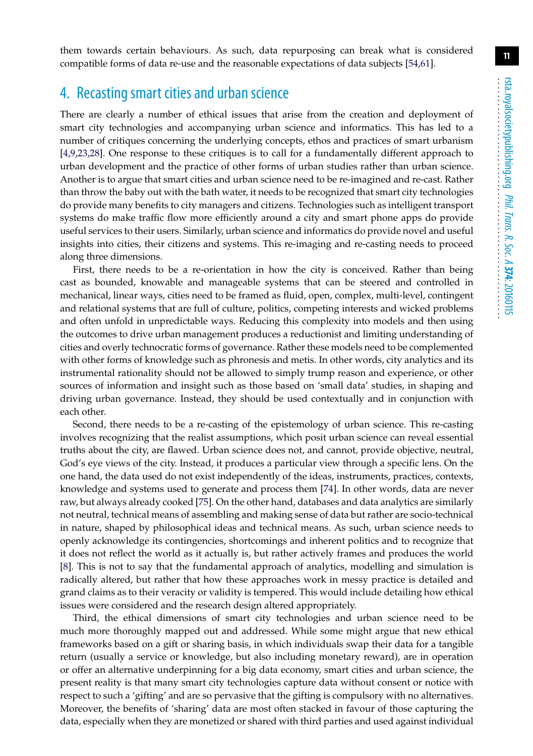them towards certain behaviours. As such, data repurposing can break what is considered compatible forms of data re-use and the reasonable expectations of data subjects [54,61].

## 4. Recasting smart cities and urban science

There are clearly a number of ethical issues that arise from the creation and deployment of smart city technologies and accompanying urban science and informatics. This has led to a number of critiques concerning the underlying concepts, ethos and practices of smart urbanism [4,9,23,28]. One response to these critiques is to call for a fundamentally different approach to urban development and the practice of other forms of urban studies rather than urban science. Another is to argue that smart cities and urban science need to be re-imagined and re-cast. Rather than throw the baby out with the bath water, it needs to be recognized that smart city technologies do provide many benefits to city managers and citizens. Technologies such as intelligent transport systems do make traffic flow more efficiently around a city and smart phone apps do provide useful services to their users. Similarly, urban science and informatics do provide novel and useful insights into cities, their citizens and systems. This re-imaging and re-casting needs to proceed along three dimensions.

First, there needs to be a re-orientation in how the city is conceived. Rather than being cast as bounded, knowable and manageable systems that can be steered and controlled in mechanical, linear ways, cities need to be framed as fluid, open, complex, multi-level, contingent and relational systems that are full of culture, politics, competing interests and wicked problems and often unfold in unpredictable ways. Reducing this complexity into models and then using the outcomes to drive urban management produces a reductionist and limiting understanding of cities and overly technocratic forms of governance. Rather these models need to be complemented with other forms of knowledge such as phronesis and metis. In other words, city analytics and its instrumental rationality should not be allowed to simply trump reason and experience, or other sources of information and insight such as those based on 'small data' studies, in shaping and driving urban governance. Instead, they should be used contextually and in conjunction with each other.

Second, there needs to be a re-casting of the epistemology of urban science. This re-casting involves recognizing that the realist assumptions, which posit urban science can reveal essential truths about the city, are flawed. Urban science does not, and cannot, provide objective, neutral, God's eye views of the city. Instead, it produces a particular view through a specific lens. On the one hand, the data used do not exist independently of the ideas, instruments, practices, contexts, knowledge and systems used to generate and process them [74]. In other words, data are never raw, but always already cooked [75]. On the other hand, databases and data analytics are similarly not neutral, technical means of assembling and making sense of data but rather are socio-technical in nature, shaped by philosophical ideas and technical means. As such, urban science needs to openly acknowledge its contingencies, shortcomings and inherent politics and to recognize that it does not reflect the world as it actually is, but rather actively frames and produces the world [8]. This is not to say that the fundamental approach of analytics, modelling and simulation is radically altered, but rather that how these approaches work in messy practice is detailed and grand claims as to their veracity or validity is tempered. This would include detailing how ethical issues were considered and the research design altered appropriately.

Third, the ethical dimensions of smart city technologies and urban science need to be much more thoroughly mapped out and addressed. While some might argue that new ethical frameworks based on a gift or sharing basis, in which individuals swap their data for a tangible return (usually a service or knowledge, but also including monetary reward), are in operation or offer an alternative underpinning for a big data economy, smart cities and urban science, the present reality is that many smart city technologies capture data without consent or notice with respect to such a 'gifting' and are so pervasive that the gifting is compulsory with no alternatives. Moreover, the benefits of 'sharing' data are most often stacked in favour of those capturing the data, especially when they are monetized or shared with third parties and used against individual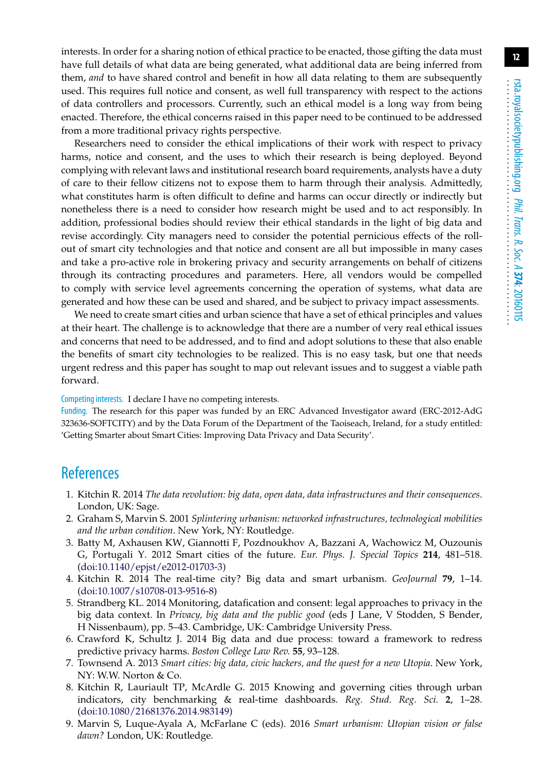interests. In order for a sharing notion of ethical practice to be enacted, those gifting the data must have full details of what data are being generated, what additional data are being inferred from them, *and* to have shared control and benefit in how all data relating to them are subsequently used. This requires full notice and consent, as well full transparency with respect to the actions of data controllers and processors. Currently, such an ethical model is a long way from being enacted. Therefore, the ethical concerns raised in this paper need to be continued to be addressed from a more traditional privacy rights perspective.

Researchers need to consider the ethical implications of their work with respect to privacy harms, notice and consent, and the uses to which their research is being deployed. Beyond complying with relevant laws and institutional research board requirements, analysts have a duty of care to their fellow citizens not to expose them to harm through their analysis. Admittedly, what constitutes harm is often difficult to define and harms can occur directly or indirectly but nonetheless there is a need to consider how research might be used and to act responsibly. In addition, professional bodies should review their ethical standards in the light of big data and revise accordingly. City managers need to consider the potential pernicious effects of the roll-out of smart city technologies and that notice and consent are all but impossible in many cases and take a pro-active role in brokering privacy and security arrangements on behalf of citizens through its contracting procedures and parameters. Here, all vendors would be compelled to comply with service level agreements concerning the operation of systems, what data are generated and how these can be used and shared, and be subject to privacy impact assessments.

We need to create smart cities and urban science that have a set of ethical principles and values at their heart. The challenge is to acknowledge that there are a number of very real ethical issues and concerns that need to be addressed, and to find and adopt solutions to these that also enable the benefits of smart city technologies to be realized. This is no easy task, but one that needs urgent redress and this paper has sought to map out relevant issues and to suggest a viable path forward.

Competing interests. I declare I have no competing interests.

Funding. The research for this paper was funded by an ERC Advanced Investigator award (ERC-2012-AdG 323636-SOFTCITY) and by the Data Forum of the Department of the Taoiseach, Ireland, for a study entitled: 'Getting Smarter about Smart Cities: Improving Data Privacy and Data Security'.

## References

1. Kitchin R. 2014 *The data revolution: big data, open data, data infrastructures and their consequences*. London, UK: Sage.
2. Graham S, Marvin S. 2001 *Splintering urbanism: networked infrastructures, technological mobilities and the urban condition*. New York, NY: Routledge.
3. Batty M, Axhausen KW, Giannotti F, Pozdnoukhov A, Bazzani A, Wachowicz M, Ouzounis G, Portugali Y. 2012 Smart cities of the future. *Eur. Phys. J. Special Topics* **214**, 481–518. (doi:10.1140/epjst/e2012-01703-3)
4. Kitchin R. 2014 The real-time city? Big data and smart urbanism. *GeoJournal* **79**, 1–14. (doi:10.1007/s10708-013-9516-8)
5. Strandberg KL. 2014 Monitoring, datafication and consent: legal approaches to privacy in the big data context. In *Privacy, big data and the public good* (eds J Lane, V Stodden, S Bender, H Nissenbaum), pp. 5–43. Cambridge, UK: Cambridge University Press.
6. Crawford K, Schultz J. 2014 Big data and due process: toward a framework to redress predictive privacy harms. *Boston College Law Rev.* **55**, 93–128.
7. Townsend A. 2013 *Smart cities: big data, civic hackers, and the quest for a new Utopia*. New York, NY: W.W. Norton & Co.
8. Kitchin R, Lauriault TP, McArdle G. 2015 Knowing and governing cities through urban indicators, city benchmarking & real-time dashboards. *Reg. Stud. Reg. Sci.* **2**, 1–28. (doi:10.1080/21681376.2014.983149)
9. Marvin S, Luque-Ayala A, McFarlane C (eds). 2016 *Smart urbanism: Utopian vision or false dawn?* London, UK: Routledge.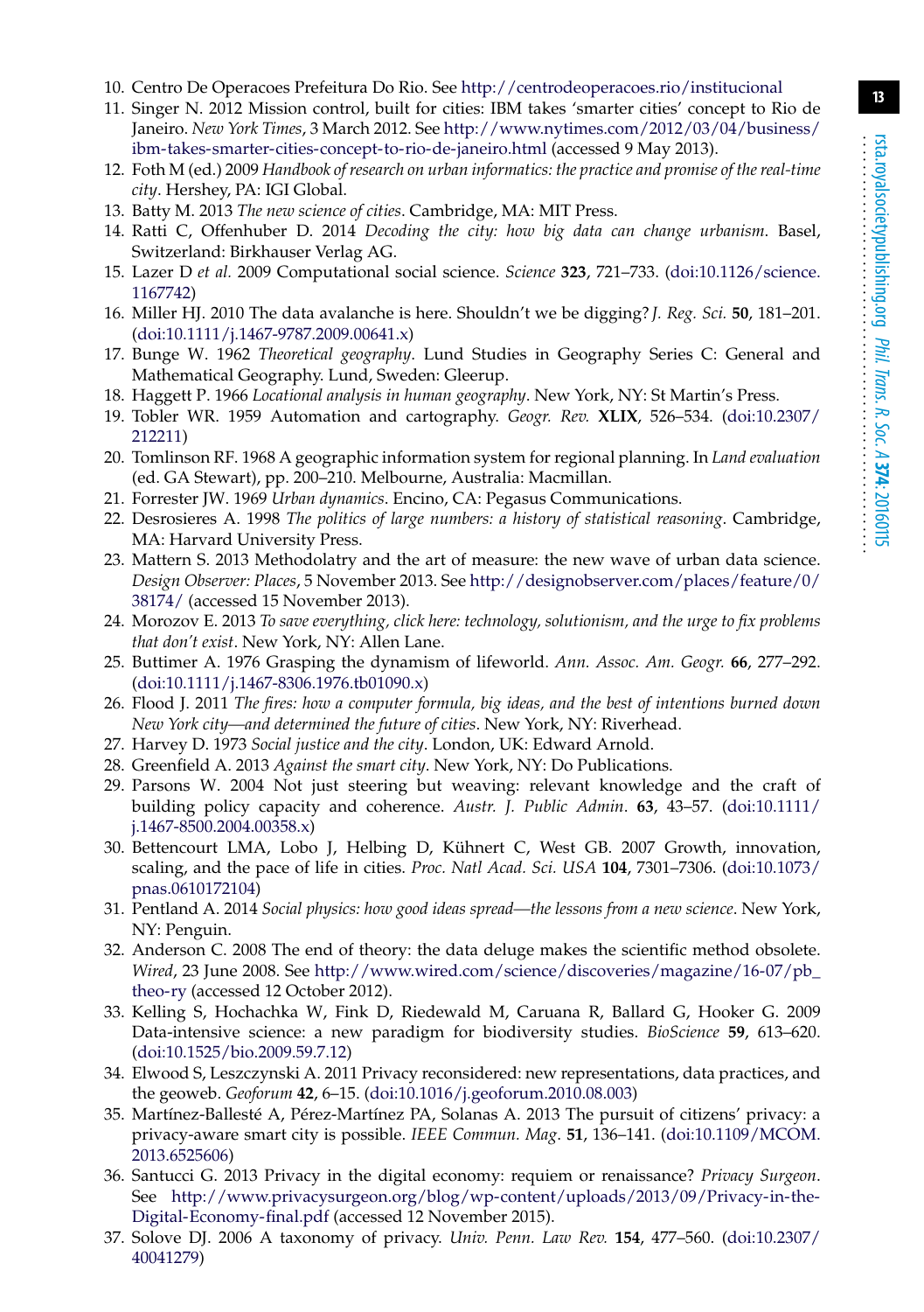10. Centro De Operacoes Prefeitura Do Rio. See http://centrodeoperacoes.rio/institucional
11. Singer N. 2012 Mission control, built for cities: IBM takes 'smarter cities' concept to Rio de Janeiro. *New York Times*, 3 March 2012. See http://www.nytimes.com/2012/03/04/business/ibm-takes-smarter-cities-concept-to-rio-de-janeiro.html (accessed 9 May 2013).
12. Foth M (ed.) 2009 *Handbook of research on urban informatics: the practice and promise of the real-time city*. Hershey, PA: IGI Global.
13. Batty M. 2013 *The new science of cities*. Cambridge, MA: MIT Press.
14. Ratti C, Offenhuber D. 2014 *Decoding the city: how big data can change urbanism*. Basel, Switzerland: Birkhauser Verlag AG.
15. Lazer D *et al.* 2009 Computational social science. *Science* **323**, 721–733. (doi:10.1126/science.1167742)
16. Miller HJ. 2010 The data avalanche is here. Shouldn't we be digging? *J. Reg. Sci.* **50**, 181–201. (doi:10.1111/j.1467-9787.2009.00641.x)
17. Bunge W. 1962 *Theoretical geography*. Lund Studies in Geography Series C: General and Mathematical Geography. Lund, Sweden: Gleerup.
18. Haggett P. 1966 *Locational analysis in human geography*. New York, NY: St Martin's Press.
19. Tobler WR. 1959 Automation and cartography. *Geogr. Rev.* **XLIX**, 526–534. (doi:10.2307/212211)
20. Tomlinson RF. 1968 A geographic information system for regional planning. In *Land evaluation* (ed. GA Stewart), pp. 200–210. Melbourne, Australia: Macmillan.
21. Forrester JW. 1969 *Urban dynamics*. Encino, CA: Pegasus Communications.
22. Desrosieres A. 1998 *The politics of large numbers: a history of statistical reasoning*. Cambridge, MA: Harvard University Press.
23. Mattern S. 2013 Methodolatry and the art of measure: the new wave of urban data science. *Design Observer: Places*, 5 November 2013. See http://designobserver.com/places/feature/0/38174/ (accessed 15 November 2013).
24. Morozov E. 2013 *To save everything, click here: technology, solutionism, and the urge to fix problems that don't exist*. New York, NY: Allen Lane.
25. Buttimer A. 1976 Grasping the dynamism of lifeworld. *Ann. Assoc. Am. Geogr.* **66**, 277–292. (doi:10.1111/j.1467-8306.1976.tb01090.x)
26. Flood J. 2011 *The fires: how a computer formula, big ideas, and the best of intentions burned down New York city—and determined the future of cities*. New York, NY: Riverhead.
27. Harvey D. 1973 *Social justice and the city*. London, UK: Edward Arnold.
28. Greenfield A. 2013 *Against the smart city*. New York, NY: Do Publications.
29. Parsons W. 2004 Not just steering but weaving: relevant knowledge and the craft of building policy capacity and coherence. *Austr. J. Public Admin*. **63**, 43–57. (doi:10.1111/j.1467-8500.2004.00358.x)
30. Bettencourt LMA, Lobo J, Helbing D, Kühnert C, West GB. 2007 Growth, innovation, scaling, and the pace of life in cities. *Proc. Natl Acad. Sci. USA* **104**, 7301–7306. (doi:10.1073/pnas.0610172104)
31. Pentland A. 2014 *Social physics: how good ideas spread—the lessons from a new science*. New York, NY: Penguin.
32. Anderson C. 2008 The end of theory: the data deluge makes the scientific method obsolete. *Wired*, 23 June 2008. See http://www.wired.com/science/discoveries/magazine/16-07/pb_theo-ry (accessed 12 October 2012).
33. Kelling S, Hochachka W, Fink D, Riedewald M, Caruana R, Ballard G, Hooker G. 2009 Data-intensive science: a new paradigm for biodiversity studies. *BioScience* **59**, 613–620. (doi:10.1525/bio.2009.59.7.12)
34. Elwood S, Leszczynski A. 2011 Privacy reconsidered: new representations, data practices, and the geoweb. *Geoforum* **42**, 6–15. (doi:10.1016/j.geoforum.2010.08.003)
35. Martínez-Ballesté A, Pérez-Martínez PA, Solanas A. 2013 The pursuit of citizens' privacy: a privacy-aware smart city is possible. *IEEE Commun. Mag.* **51**, 136–141. (doi:10.1109/MCOM.2013.6525606)
36. Santucci G. 2013 Privacy in the digital economy: requiem or renaissance? *Privacy Surgeon*. See http://www.privacysurgeon.org/blog/wp-content/uploads/2013/09/Privacy-in-the-Digital-Economy-final.pdf (accessed 12 November 2015).
37. Solove DJ. 2006 A taxonomy of privacy. *Univ. Penn. Law Rev.* **154**, 477–560. (doi:10.2307/40041279)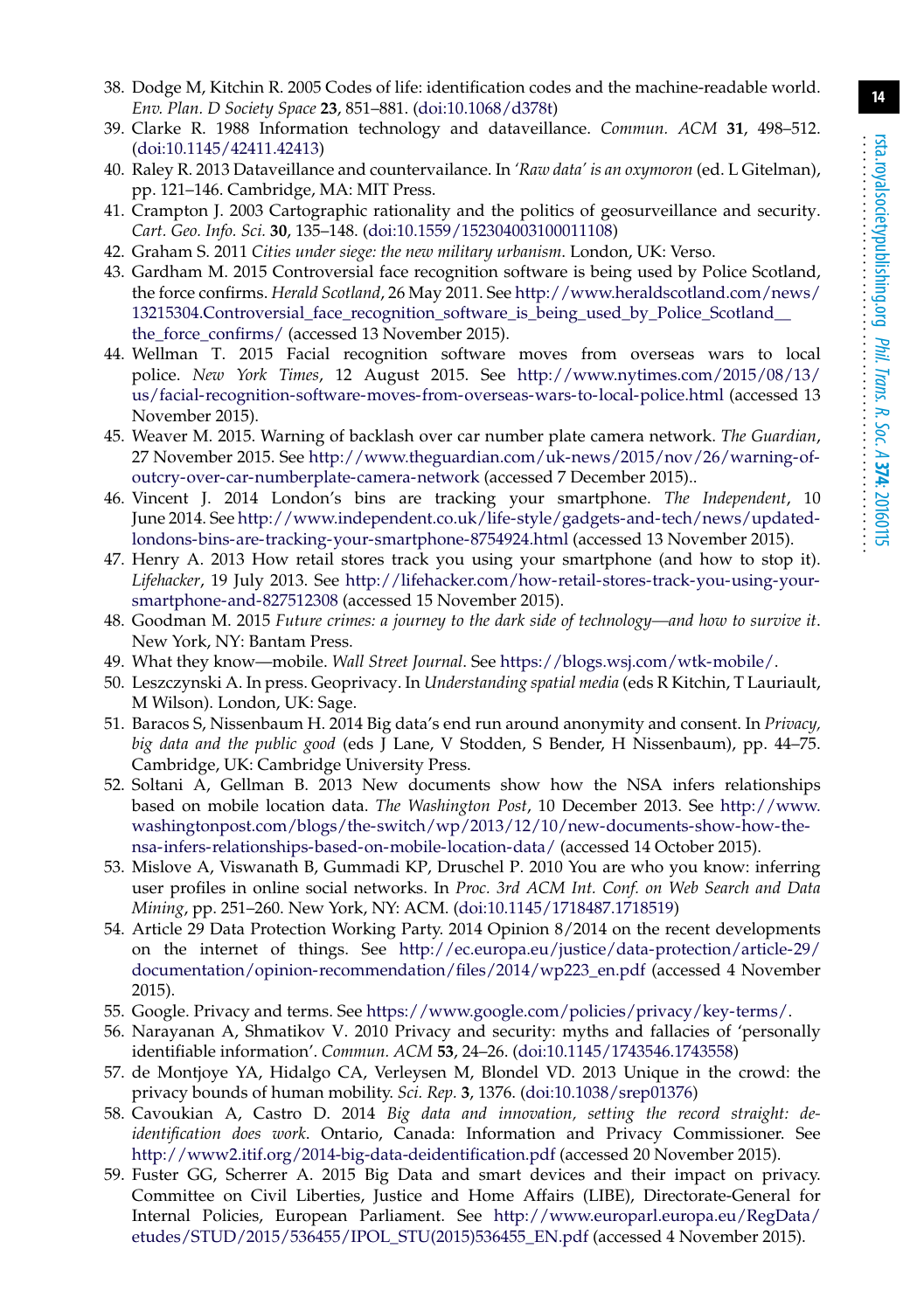38. Dodge M, Kitchin R. 2005 Codes of life: identification codes and the machine-readable world. *Env. Plan. D Society Space* **23**, 851–881. (doi:10.1068/d378t)
39. Clarke R. 1988 Information technology and dataveillance. *Commun. ACM* **31**, 498–512. (doi:10.1145/42411.42413)
40. Raley R. 2013 Dataveillance and countervailance. In *'Raw data' is an oxymoron* (ed. L Gitelman), pp. 121–146. Cambridge, MA: MIT Press.
41. Crampton J. 2003 Cartographic rationality and the politics of geosurveillance and security. *Cart. Geo. Info. Sci.* **30**, 135–148. (doi:10.1559/152304003100011108)
42. Graham S. 2011 *Cities under siege: the new military urbanism*. London, UK: Verso.
43. Gardham M. 2015 Controversial face recognition software is being used by Police Scotland, the force confirms. *Herald Scotland*, 26 May 2011. See http://www.heraldscotland.com/news/13215304.Controversial_face_recognition_software_is_being_used_by_Police_Scotland__the_force_confirms/ (accessed 13 November 2015).
44. Wellman T. 2015 Facial recognition software moves from overseas wars to local police. *New York Times*, 12 August 2015. See http://www.nytimes.com/2015/08/13/us/facial-recognition-software-moves-from-overseas-wars-to-local-police.html (accessed 13 November 2015).
45. Weaver M. 2015. Warning of backlash over car number plate camera network. *The Guardian*, 27 November 2015. See http://www.theguardian.com/uk-news/2015/nov/26/warning-of-outcry-over-car-numberplate-camera-network (accessed 7 December 2015)..
46. Vincent J. 2014 London's bins are tracking your smartphone. *The Independent*, 10 June 2014. See http://www.independent.co.uk/life-style/gadgets-and-tech/news/updated-londons-bins-are-tracking-your-smartphone-8754924.html (accessed 13 November 2015).
47. Henry A. 2013 How retail stores track you using your smartphone (and how to stop it). *Lifehacker*, 19 July 2013. See http://lifehacker.com/how-retail-stores-track-you-using-your-smartphone-and-827512308 (accessed 15 November 2015).
48. Goodman M. 2015 *Future crimes: a journey to the dark side of technology—and how to survive it*. New York, NY: Bantam Press.
49. What they know—mobile. *Wall Street Journal*. See https://blogs.wsj.com/wtk-mobile/.
50. Leszczynski A. In press. Geoprivacy. In *Understanding spatial media* (eds R Kitchin, T Lauriault, M Wilson). London, UK: Sage.
51. Baracos S, Nissenbaum H. 2014 Big data's end run around anonymity and consent. In *Privacy, big data and the public good* (eds J Lane, V Stodden, S Bender, H Nissenbaum), pp. 44–75. Cambridge, UK: Cambridge University Press.
52. Soltani A, Gellman B. 2013 New documents show how the NSA infers relationships based on mobile location data. *The Washington Post*, 10 December 2013. See http://www.washingtonpost.com/blogs/the-switch/wp/2013/12/10/new-documents-show-how-the-nsa-infers-relationships-based-on-mobile-location-data/ (accessed 14 October 2015).
53. Mislove A, Viswanath B, Gummadi KP, Druschel P. 2010 You are who you know: inferring user profiles in online social networks. In *Proc. 3rd ACM Int. Conf. on Web Search and Data Mining*, pp. 251–260. New York, NY: ACM. (doi:10.1145/1718487.1718519)
54. Article 29 Data Protection Working Party. 2014 Opinion 8/2014 on the recent developments on the internet of things. See http://ec.europa.eu/justice/data-protection/article-29/documentation/opinion-recommendation/files/2014/wp223_en.pdf (accessed 4 November 2015).
55. Google. Privacy and terms. See https://www.google.com/policies/privacy/key-terms/.
56. Narayanan A, Shmatikov V. 2010 Privacy and security: myths and fallacies of 'personally identifiable information'. *Commun. ACM* **53**, 24–26. (doi:10.1145/1743546.1743558)
57. de Montjoye YA, Hidalgo CA, Verleysen M, Blondel VD. 2013 Unique in the crowd: the privacy bounds of human mobility. *Sci. Rep.* **3**, 1376. (doi:10.1038/srep01376)
58. Cavoukian A, Castro D. 2014 *Big data and innovation, setting the record straight: de-identification does work*. Ontario, Canada: Information and Privacy Commissioner. See http://www2.itif.org/2014-big-data-deidentification.pdf (accessed 20 November 2015).
59. Fuster GG, Scherrer A. 2015 Big Data and smart devices and their impact on privacy. Committee on Civil Liberties, Justice and Home Affairs (LIBE), Directorate-General for Internal Policies, European Parliament. See http://www.europarl.europa.eu/RegData/etudes/STUD/2015/536455/IPOL_STU(2015)536455_EN.pdf (accessed 4 November 2015).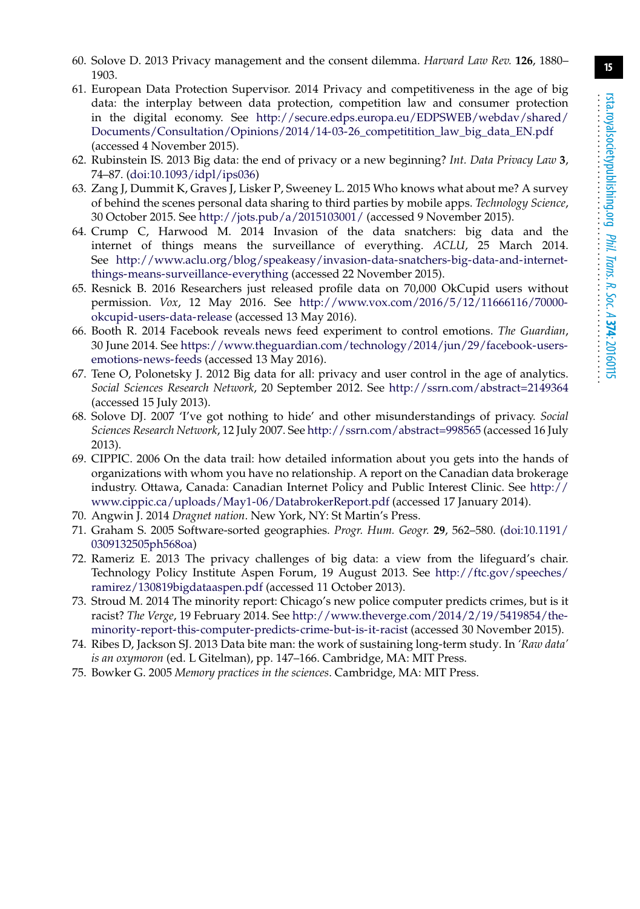60. Solove D. 2013 Privacy management and the consent dilemma. *Harvard Law Rev.* **126**, 1880–1903.
61. European Data Protection Supervisor. 2014 Privacy and competitiveness in the age of big data: the interplay between data protection, competition law and consumer protection in the digital economy. See http://secure.edps.europa.eu/EDPSWEB/webdav/shared/Documents/Consultation/Opinions/2014/14-03-26_competitition_law_big_data_EN.pdf (accessed 4 November 2015).
62. Rubinstein IS. 2013 Big data: the end of privacy or a new beginning? *Int. Data Privacy Law* **3**, 74–87. (doi:10.1093/idpl/ips036)
63. Zang J, Dummit K, Graves J, Lisker P, Sweeney L. 2015 Who knows what about me? A survey of behind the scenes personal data sharing to third parties by mobile apps. *Technology Science*, 30 October 2015. See http://jots.pub/a/2015103001/ (accessed 9 November 2015).
64. Crump C, Harwood M. 2014 Invasion of the data snatchers: big data and the internet of things means the surveillance of everything. *ACLU*, 25 March 2014. See http://www.aclu.org/blog/speakeasy/invasion-data-snatchers-big-data-and-internet-things-means-surveillance-everything (accessed 22 November 2015).
65. Resnick B. 2016 Researchers just released profile data on 70,000 OkCupid users without permission. *Vox*, 12 May 2016. See http://www.vox.com/2016/5/12/11666116/70000-okcupid-users-data-release (accessed 13 May 2016).
66. Booth R. 2014 Facebook reveals news feed experiment to control emotions. *The Guardian*, 30 June 2014. See https://www.theguardian.com/technology/2014/jun/29/facebook-users-emotions-news-feeds (accessed 13 May 2016).
67. Tene O, Polonetsky J. 2012 Big data for all: privacy and user control in the age of analytics. *Social Sciences Research Network*, 20 September 2012. See http://ssrn.com/abstract=2149364 (accessed 15 July 2013).
68. Solove DJ. 2007 'I've got nothing to hide' and other misunderstandings of privacy. *Social Sciences Research Network*, 12 July 2007. See http://ssrn.com/abstract=998565 (accessed 16 July 2013).
69. CIPPIC. 2006 On the data trail: how detailed information about you gets into the hands of organizations with whom you have no relationship. A report on the Canadian data brokerage industry. Ottawa, Canada: Canadian Internet Policy and Public Interest Clinic. See http://www.cippic.ca/uploads/May1-06/DatabrokerReport.pdf (accessed 17 January 2014).
70. Angwin J. 2014 *Dragnet nation*. New York, NY: St Martin's Press.
71. Graham S. 2005 Software-sorted geographies. *Progr. Hum. Geogr.* **29**, 562–580. (doi:10.1191/0309132505ph568oa)
72. Rameriz E. 2013 The privacy challenges of big data: a view from the lifeguard's chair. Technology Policy Institute Aspen Forum, 19 August 2013. See http://ftc.gov/speeches/ramirez/130819bigdataaspen.pdf (accessed 11 October 2013).
73. Stroud M. 2014 The minority report: Chicago's new police computer predicts crimes, but is it racist? *The Verge*, 19 February 2014. See http://www.theverge.com/2014/2/19/5419854/the-minority-report-this-computer-predicts-crime-but-is-it-racist (accessed 30 November 2015).
74. Ribes D, Jackson SJ. 2013 Data bite man: the work of sustaining long-term study. In *'Raw data' is an oxymoron* (ed. L Gitelman), pp. 147–166. Cambridge, MA: MIT Press.
75. Bowker G. 2005 *Memory practices in the sciences*. Cambridge, MA: MIT Press.